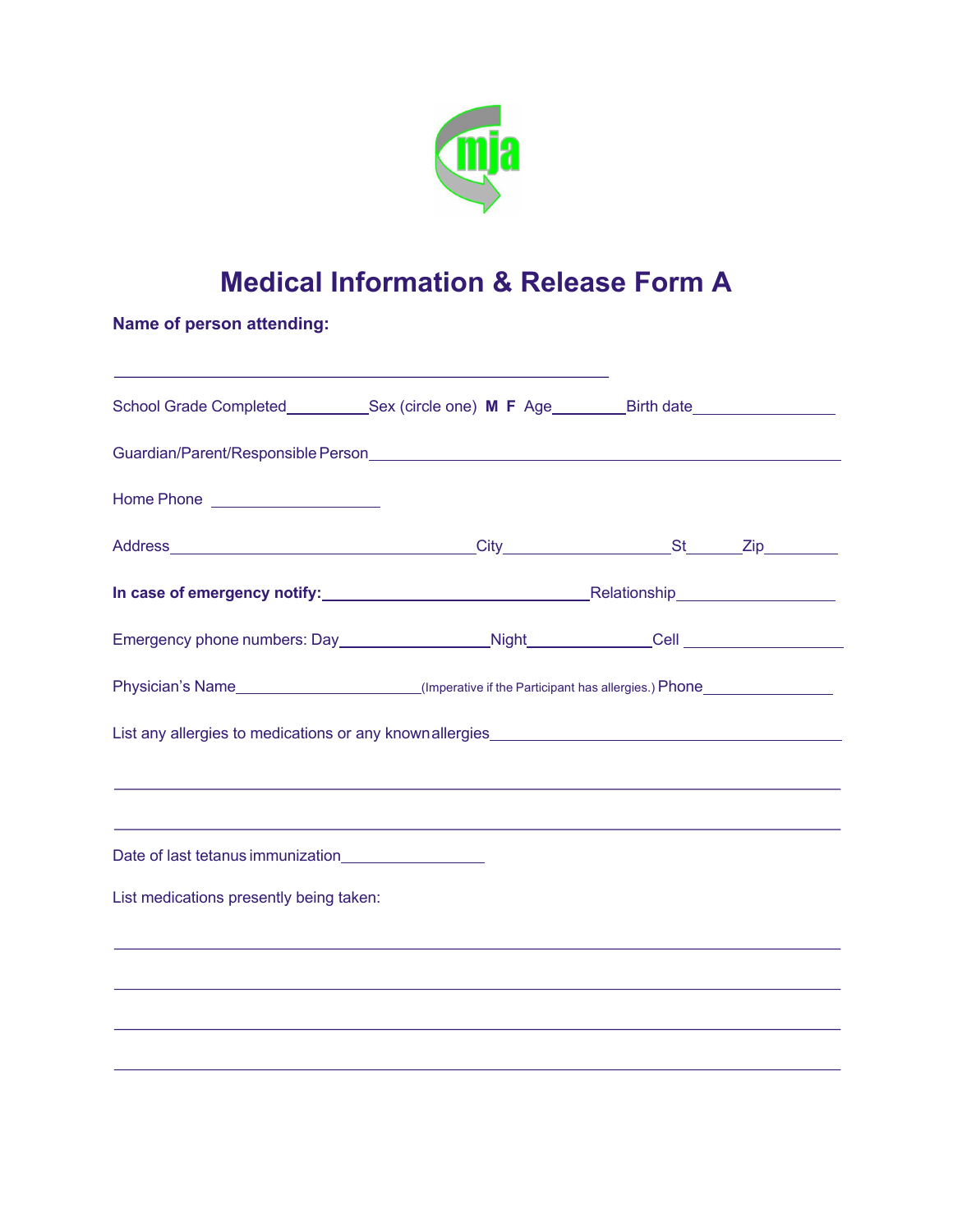mja

# Medical Information & Release Form A

**Name of person attending:**

______________________________________________

School Grade Completed________Sex (circle one) **M F** Age_______Birth date______________

Guardian/Parent/Responsible Person_____________________________________________

Home Phone ________________

Address______________________________City________________St_____Zip_______

**In case of emergency notify:**_________________________Relationship________________

Emergency phone numbers: Day______________Night____________Cell ________________

Physician's Name__________________(Imperative if the Participant has allergies.) Phone_____________

List any allergies to medications or any known allergies__________________________________

_____________________________________________________________________

_____________________________________________________________________

Date of last tetanus immunization______________

List medications presently being taken:

_____________________________________________________________________

_____________________________________________________________________

_____________________________________________________________________

_____________________________________________________________________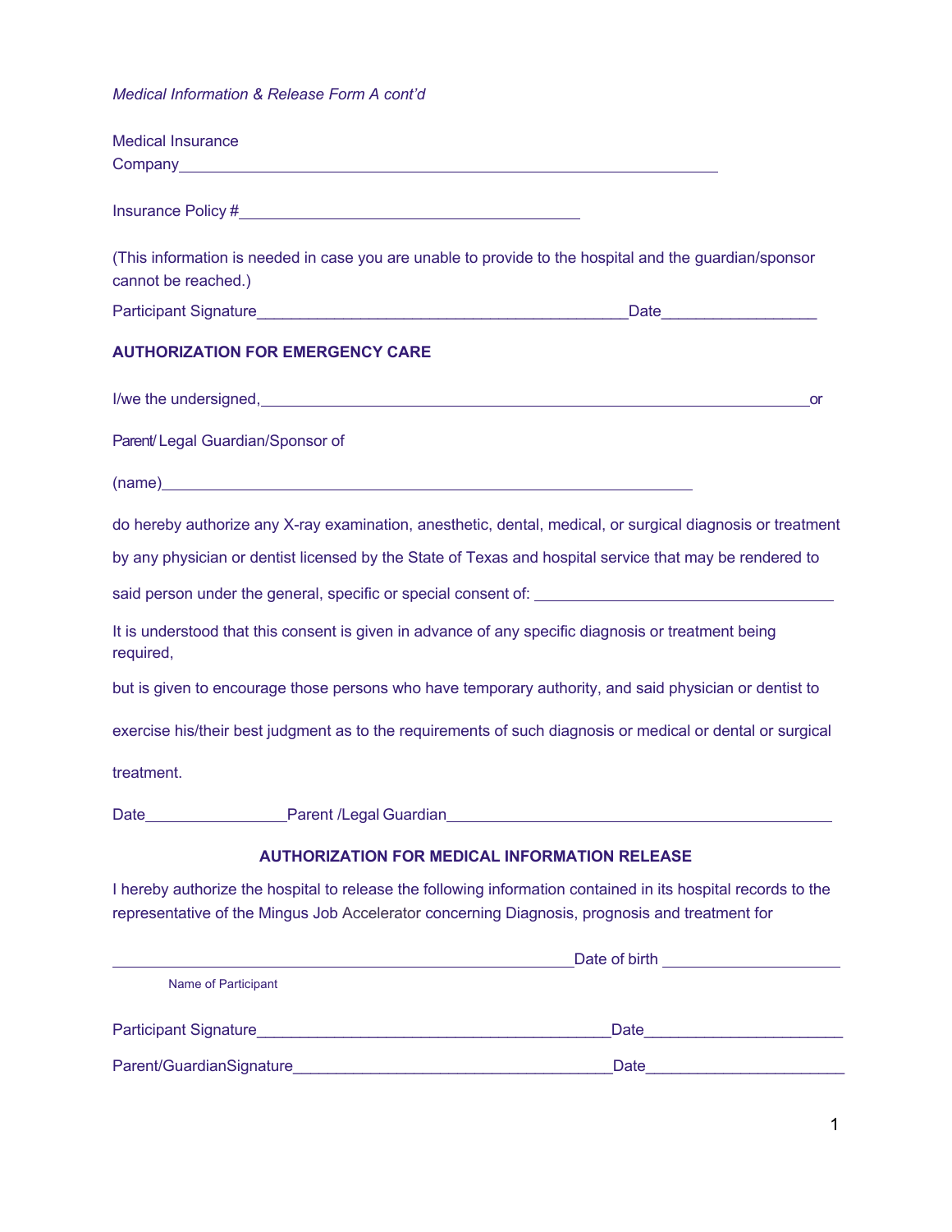*Medical Information & Release Form A cont'd*

Medical Insurance Company___________________________________________________________

Insurance Policy #______________________________________

(This information is needed in case you are unable to provide to the hospital and the guardian/sponsor cannot be reached.)

Participant Signature__________________________________________Date_________________

**AUTHORIZATION FOR EMERGENCY CARE**

I/we the undersigned,_______________________________________________________________or

Parent/ Legal Guardian/Sponsor of

(name)____________________________________________________________

do hereby authorize any X-ray examination, anesthetic, dental, medical, or surgical diagnosis or treatment by any physician or dentist licensed by the State of Texas and hospital service that may be rendered to said person under the general, specific or special consent of: _________________________________

It is understood that this consent is given in advance of any specific diagnosis or treatment being required,

but is given to encourage those persons who have temporary authority, and said physician or dentist to exercise his/their best judgment as to the requirements of such diagnosis or medical or dental or surgical treatment.

Date________________Parent /Legal Guardian_____________________________________________

**AUTHORIZATION FOR MEDICAL INFORMATION RELEASE**

I hereby authorize the hospital to release the following information contained in its hospital records to the representative of the Mingus Job Accelerator concerning Diagnosis, prognosis and treatment for

_____________________________________________________Date of birth ____________________

Name of Participant

Participant Signature_________________________________________Date______________________

Parent/GuardianSignature_____________________________________Date______________________